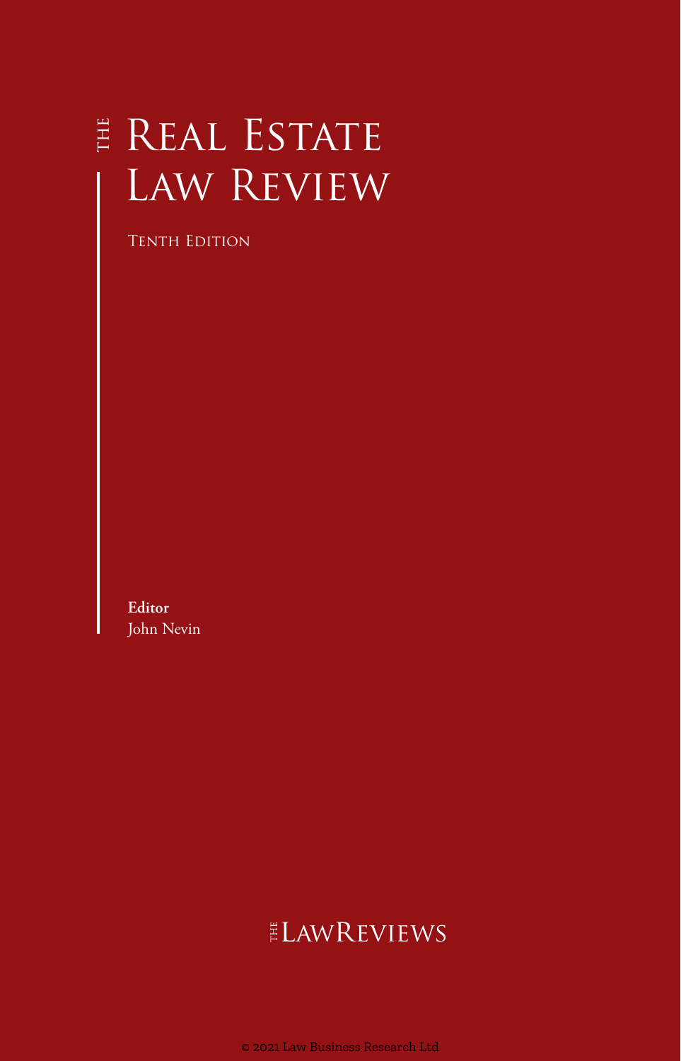# THE REAL ESTATE LAW REVIEW

TENTH EDITION

**Editor**
John Nevin

THE LAWREVIEWS

© 2021 Law Business Research Ltd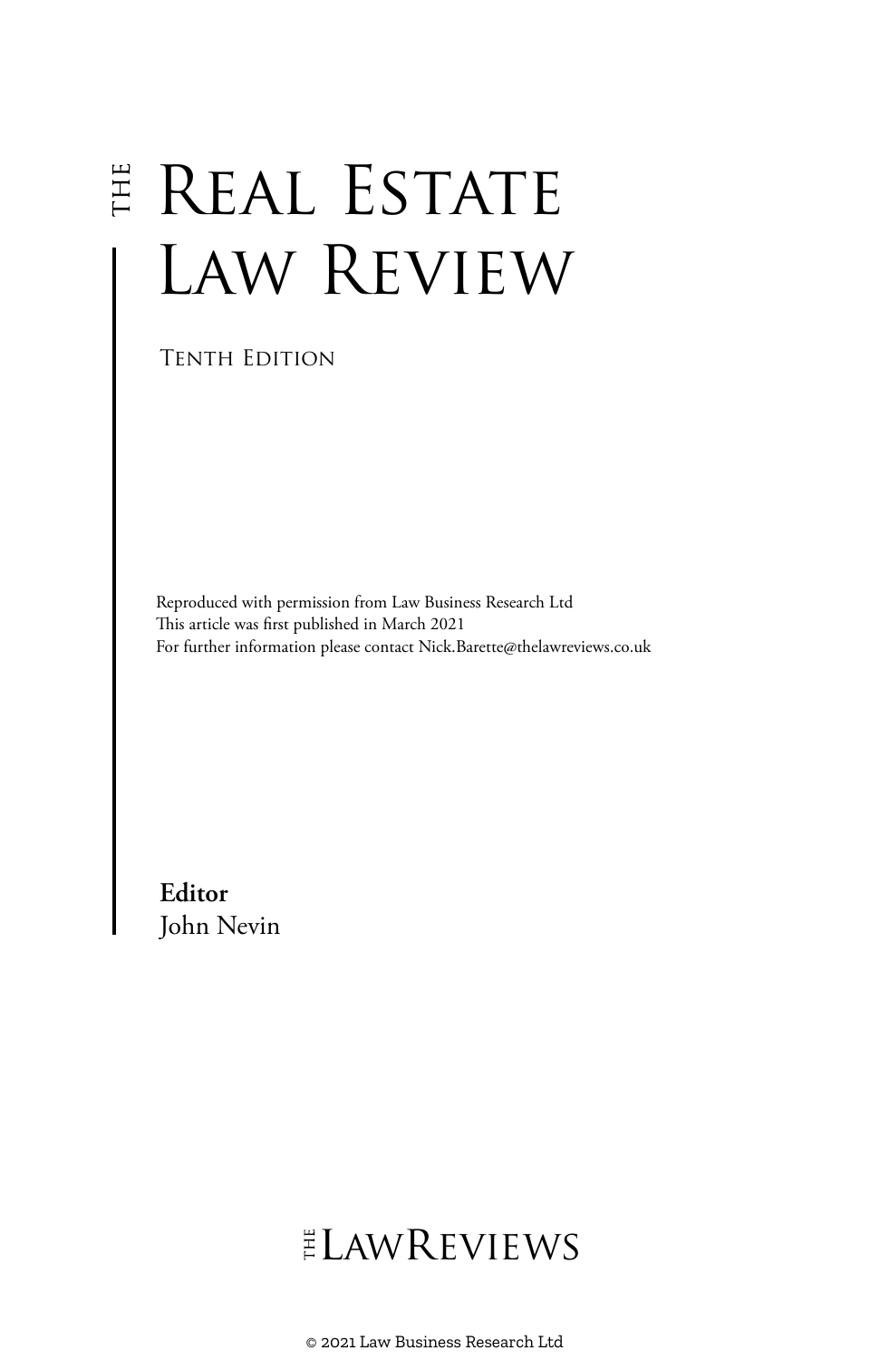# THE REAL ESTATE LAW REVIEW

TENTH EDITION

Reproduced with permission from Law Business Research Ltd
This article was first published in March 2021
For further information please contact Nick.Barette@thelawreviews.co.uk

**Editor**
John Nevin

THE LAWREVIEWS

© 2021 Law Business Research Ltd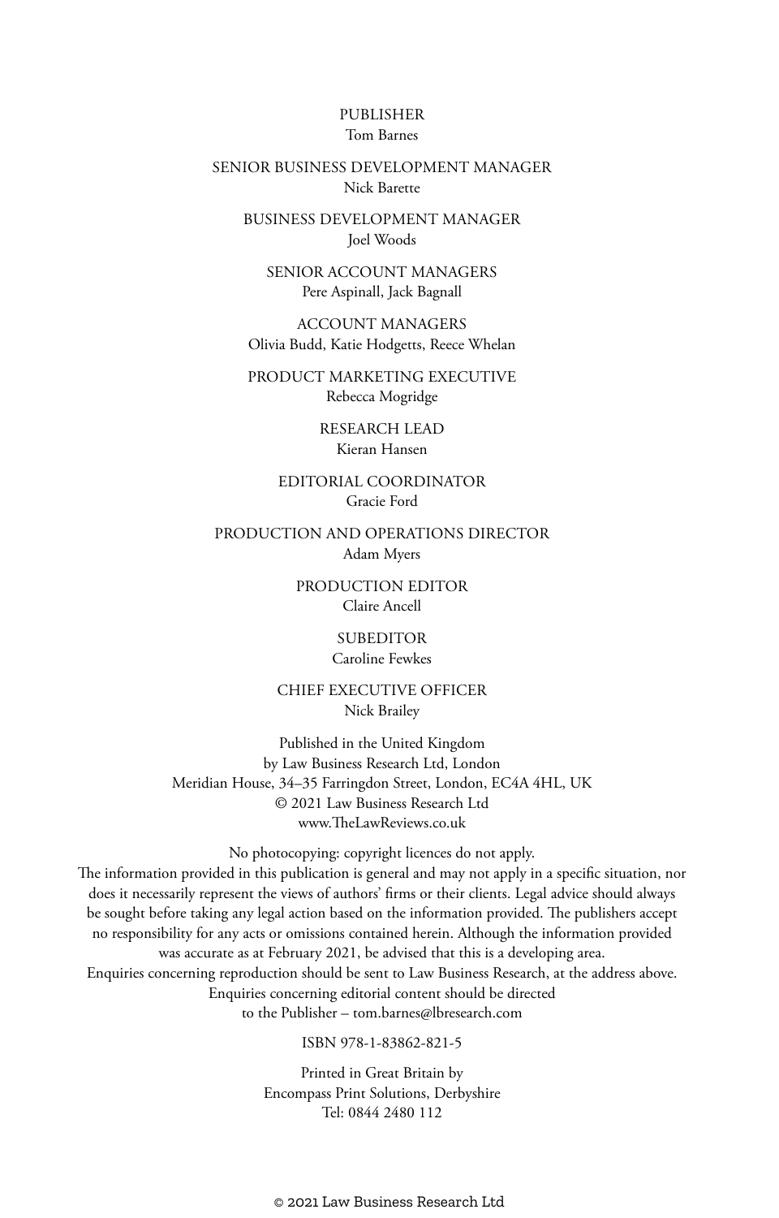PUBLISHER
Tom Barnes

SENIOR BUSINESS DEVELOPMENT MANAGER
Nick Barette

BUSINESS DEVELOPMENT MANAGER
Joel Woods

SENIOR ACCOUNT MANAGERS
Pere Aspinall, Jack Bagnall

ACCOUNT MANAGERS
Olivia Budd, Katie Hodgetts, Reece Whelan

PRODUCT MARKETING EXECUTIVE
Rebecca Mogridge

RESEARCH LEAD
Kieran Hansen

EDITORIAL COORDINATOR
Gracie Ford

PRODUCTION AND OPERATIONS DIRECTOR
Adam Myers

PRODUCTION EDITOR
Claire Ancell

SUBEDITOR
Caroline Fewkes

CHIEF EXECUTIVE OFFICER
Nick Brailey

Published in the United Kingdom
by Law Business Research Ltd, London
Meridian House, 34–35 Farringdon Street, London, EC4A 4HL, UK
© 2021 Law Business Research Ltd
www.TheLawReviews.co.uk

No photocopying: copyright licences do not apply.
The information provided in this publication is general and may not apply in a specific situation, nor does it necessarily represent the views of authors' firms or their clients. Legal advice should always be sought before taking any legal action based on the information provided. The publishers accept no responsibility for any acts or omissions contained herein. Although the information provided was accurate as at February 2021, be advised that this is a developing area.
Enquiries concerning reproduction should be sent to Law Business Research, at the address above.
Enquiries concerning editorial content should be directed
to the Publisher – tom.barnes@lbresearch.com

ISBN 978-1-83862-821-5

Printed in Great Britain by
Encompass Print Solutions, Derbyshire
Tel: 0844 2480 112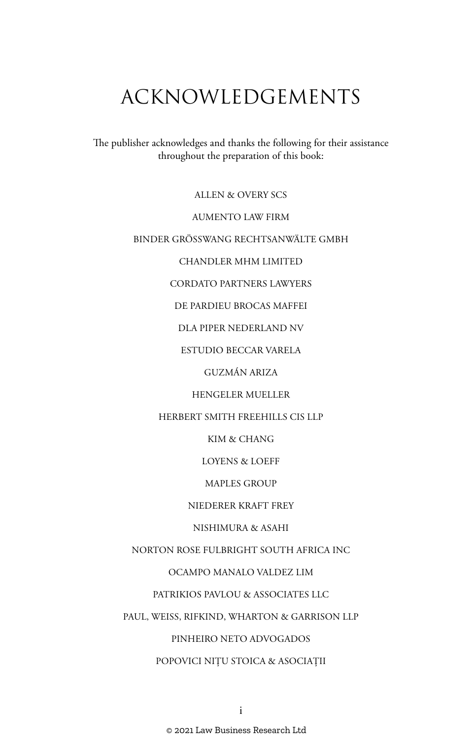# ACKNOWLEDGEMENTS

The publisher acknowledges and thanks the following for their assistance throughout the preparation of this book:

ALLEN & OVERY SCS

AUMENTO LAW FIRM

BINDER GRÖSSWANG RECHTSANWÄLTE GMBH

CHANDLER MHM LIMITED

CORDATO PARTNERS LAWYERS

DE PARDIEU BROCAS MAFFEI

DLA PIPER NEDERLAND NV

ESTUDIO BECCAR VARELA

GUZMÁN ARIZA

HENGELER MUELLER

HERBERT SMITH FREEHILLS CIS LLP

KIM & CHANG

LOYENS & LOEFF

MAPLES GROUP

NIEDERER KRAFT FREY

NISHIMURA & ASAHI

NORTON ROSE FULBRIGHT SOUTH AFRICA INC

OCAMPO MANALO VALDEZ LIM

PATRIKIOS PAVLOU & ASSOCIATES LLC

PAUL, WEISS, RIFKIND, WHARTON & GARRISON LLP

PINHEIRO NETO ADVOGADOS

POPOVICI NIȚU STOICA & ASOCIAȚII

© 2021 Law Business Research Ltd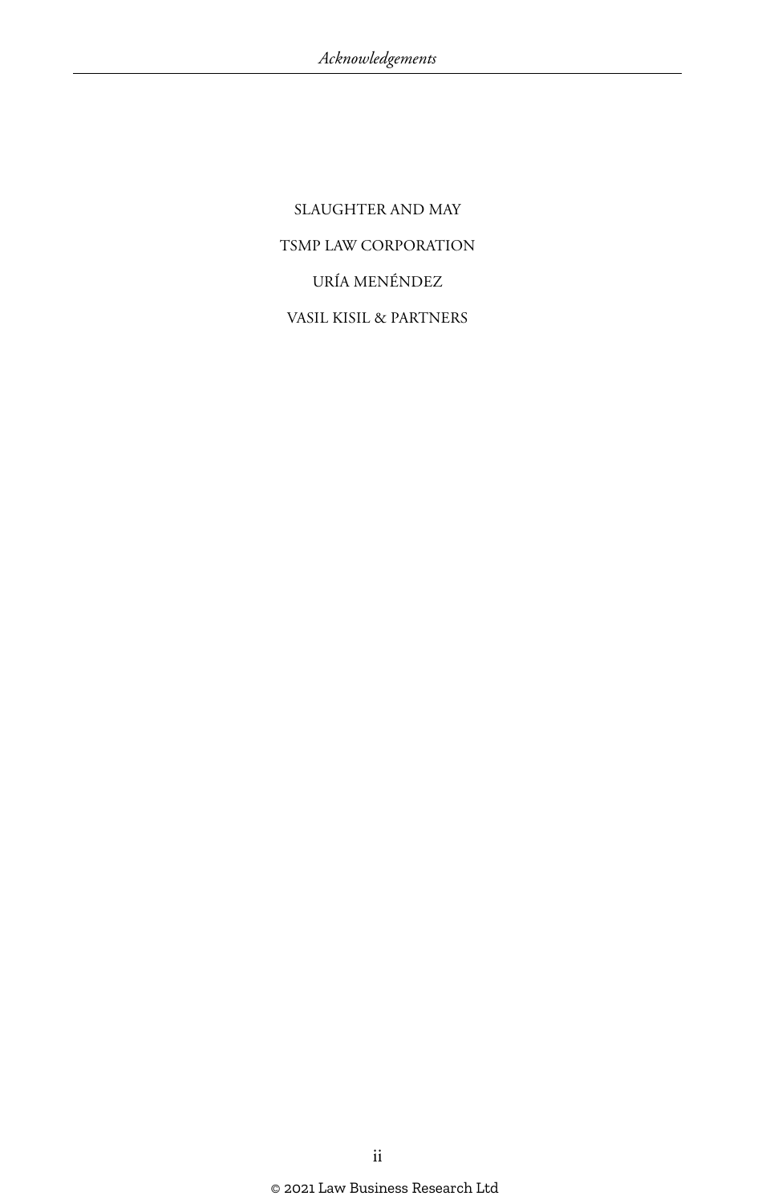SLAUGHTER AND MAY

TSMP LAW CORPORATION

URÍA MENÉNDEZ

VASIL KISIL & PARTNERS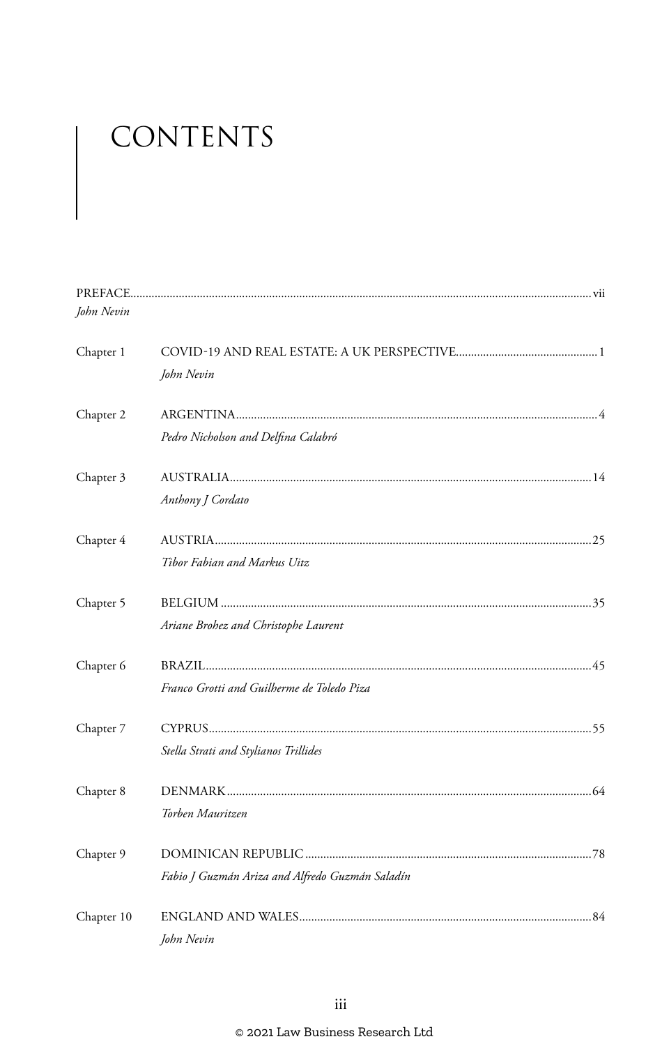# CONTENTS

PREFACE ..... vii
*John Nevin*

Chapter 1 COVID-19 AND REAL ESTATE: A UK PERSPECTIVE ..... 1
*John Nevin*

Chapter 2 ARGENTINA ..... 4
*Pedro Nicholson and Delfina Calabró*

Chapter 3 AUSTRALIA ..... 14
*Anthony J Cordato*

Chapter 4 AUSTRIA ..... 25
*Tibor Fabian and Markus Uitz*

Chapter 5 BELGIUM ..... 35
*Ariane Brohez and Christophe Laurent*

Chapter 6 BRAZIL ..... 45
*Franco Grotti and Guilherme de Toledo Piza*

Chapter 7 CYPRUS ..... 55
*Stella Strati and Stylianos Trillides*

Chapter 8 DENMARK ..... 64
*Torben Mauritzen*

Chapter 9 DOMINICAN REPUBLIC ..... 78
*Fabio J Guzmán Ariza and Alfredo Guzmán Saladín*

Chapter 10 ENGLAND AND WALES ..... 84
*John Nevin*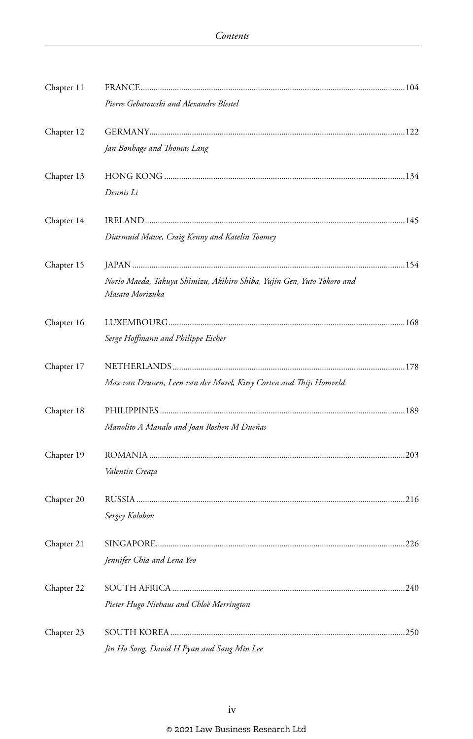| | | |
|---|---|---|
| Chapter 11 | FRANCE | 104 |
| | *Pierre Gebarowski and Alexandre Blestel* | |
| Chapter 12 | GERMANY | 122 |
| | *Jan Bonhage and Thomas Lang* | |
| Chapter 13 | HONG KONG | 134 |
| | *Dennis Li* | |
| Chapter 14 | IRELAND | 145 |
| | *Diarmuid Mawe, Craig Kenny and Katelin Toomey* | |
| Chapter 15 | JAPAN | 154 |
| | *Norio Maeda, Takuya Shimizu, Akihiro Shiba, Yujin Gen, Yuto Tokoro and Masato Morizuka* | |
| Chapter 16 | LUXEMBOURG | 168 |
| | *Serge Hoffmann and Philippe Eicher* | |
| Chapter 17 | NETHERLANDS | 178 |
| | *Max van Drunen, Leen van der Marel, Kirsy Corten and Thijs Homveld* | |
| Chapter 18 | PHILIPPINES | 189 |
| | *Manolito A Manalo and Joan Roshen M Dueñas* | |
| Chapter 19 | ROMANIA | 203 |
| | *Valentin Creața* | |
| Chapter 20 | RUSSIA | 216 |
| | *Sergey Kolobov* | |
| Chapter 21 | SINGAPORE | 226 |
| | *Jennifer Chia and Lena Yeo* | |
| Chapter 22 | SOUTH AFRICA | 240 |
| | *Pieter Hugo Niehaus and Chloë Merrington* | |
| Chapter 23 | SOUTH KOREA | 250 |
| | *Jin Ho Song, David H Pyun and Sang Min Lee* | |

© 2021 Law Business Research Ltd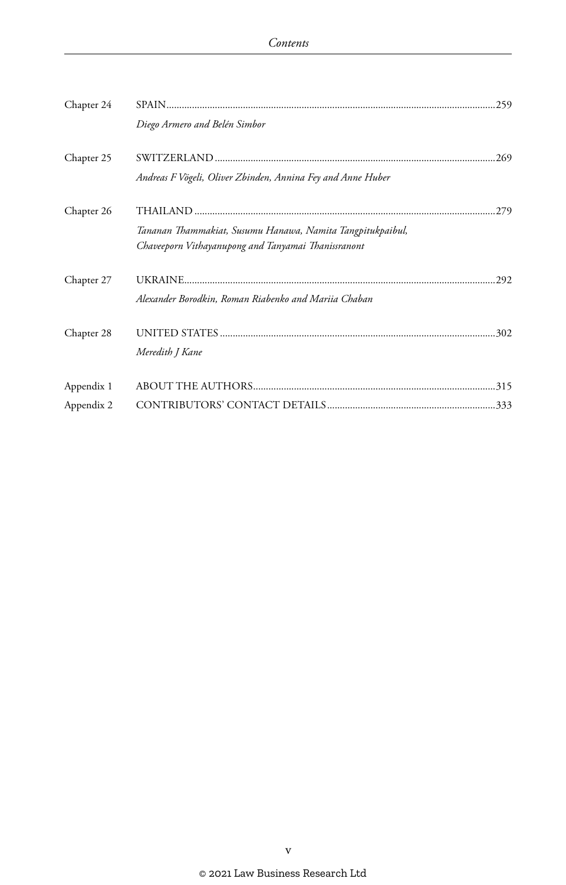| | | |
|---|---|---|
| Chapter 24 | SPAIN | 259 |
| | *Diego Armero and Belén Simbor* | |
| Chapter 25 | SWITZERLAND | 269 |
| | *Andreas F Vögeli, Oliver Zbinden, Annina Fey and Anne Huber* | |
| Chapter 26 | THAILAND | 279 |
| | *Tananan Thammakiat, Susumu Hanawa, Namita Tangpitukpaibul, Chaveeporn Vithayanupong and Tanyamai Thanissranont* | |
| Chapter 27 | UKRAINE | 292 |
| | *Alexander Borodkin, Roman Riabenko and Mariia Chaban* | |
| Chapter 28 | UNITED STATES | 302 |
| | *Meredith J Kane* | |
| Appendix 1 | ABOUT THE AUTHORS | 315 |
| Appendix 2 | CONTRIBUTORS' CONTACT DETAILS | 333 |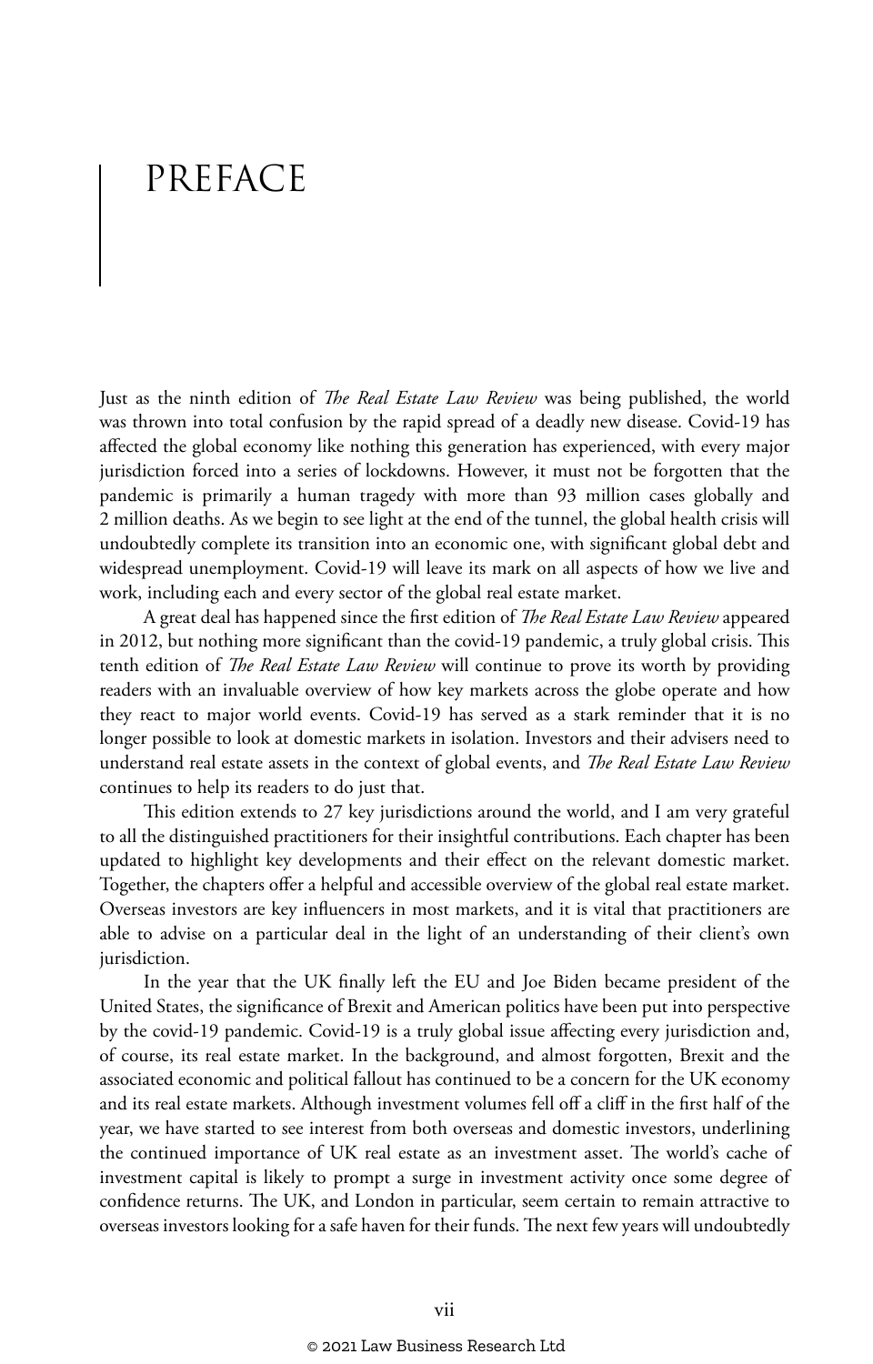# PREFACE

Just as the ninth edition of *The Real Estate Law Review* was being published, the world was thrown into total confusion by the rapid spread of a deadly new disease. Covid-19 has affected the global economy like nothing this generation has experienced, with every major jurisdiction forced into a series of lockdowns. However, it must not be forgotten that the pandemic is primarily a human tragedy with more than 93 million cases globally and 2 million deaths. As we begin to see light at the end of the tunnel, the global health crisis will undoubtedly complete its transition into an economic one, with significant global debt and widespread unemployment. Covid-19 will leave its mark on all aspects of how we live and work, including each and every sector of the global real estate market.

A great deal has happened since the first edition of *The Real Estate Law Review* appeared in 2012, but nothing more significant than the covid-19 pandemic, a truly global crisis. This tenth edition of *The Real Estate Law Review* will continue to prove its worth by providing readers with an invaluable overview of how key markets across the globe operate and how they react to major world events. Covid-19 has served as a stark reminder that it is no longer possible to look at domestic markets in isolation. Investors and their advisers need to understand real estate assets in the context of global events, and *The Real Estate Law Review* continues to help its readers to do just that.

This edition extends to 27 key jurisdictions around the world, and I am very grateful to all the distinguished practitioners for their insightful contributions. Each chapter has been updated to highlight key developments and their effect on the relevant domestic market. Together, the chapters offer a helpful and accessible overview of the global real estate market. Overseas investors are key influencers in most markets, and it is vital that practitioners are able to advise on a particular deal in the light of an understanding of their client's own jurisdiction.

In the year that the UK finally left the EU and Joe Biden became president of the United States, the significance of Brexit and American politics have been put into perspective by the covid-19 pandemic. Covid-19 is a truly global issue affecting every jurisdiction and, of course, its real estate market. In the background, and almost forgotten, Brexit and the associated economic and political fallout has continued to be a concern for the UK economy and its real estate markets. Although investment volumes fell off a cliff in the first half of the year, we have started to see interest from both overseas and domestic investors, underlining the continued importance of UK real estate as an investment asset. The world's cache of investment capital is likely to prompt a surge in investment activity once some degree of confidence returns. The UK, and London in particular, seem certain to remain attractive to overseas investors looking for a safe haven for their funds. The next few years will undoubtedly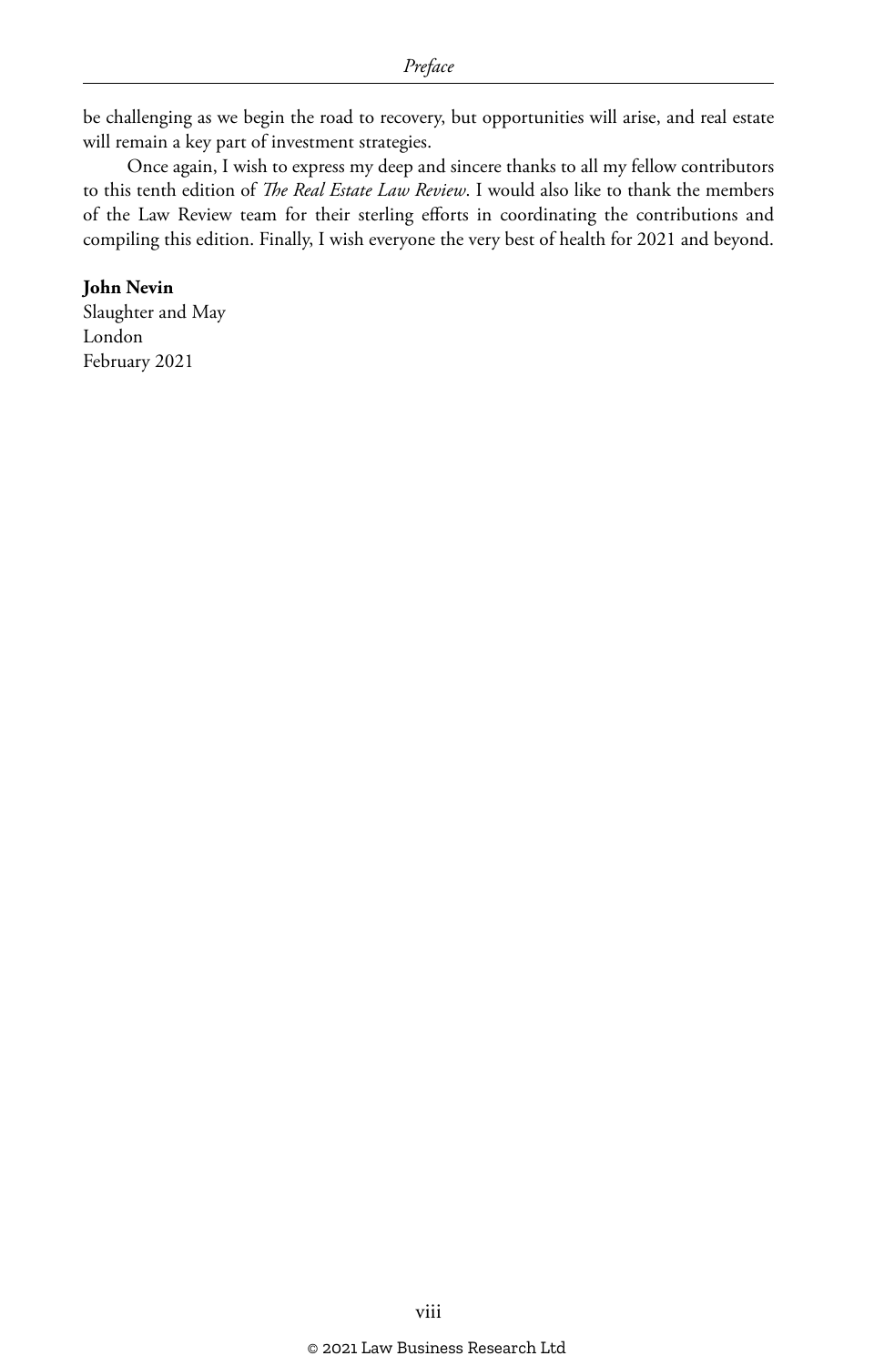be challenging as we begin the road to recovery, but opportunities will arise, and real estate will remain a key part of investment strategies.

Once again, I wish to express my deep and sincere thanks to all my fellow contributors to this tenth edition of *The Real Estate Law Review*. I would also like to thank the members of the Law Review team for their sterling efforts in coordinating the contributions and compiling this edition. Finally, I wish everyone the very best of health for 2021 and beyond.

**John Nevin**
Slaughter and May
London
February 2021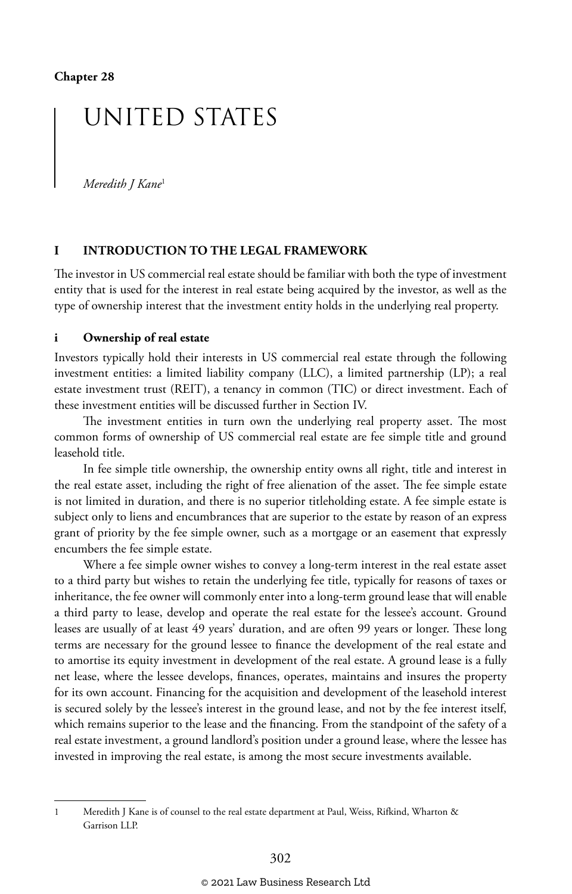Chapter 28

# UNITED STATES

*Meredith J Kane*[1]

## I INTRODUCTION TO THE LEGAL FRAMEWORK

The investor in US commercial real estate should be familiar with both the type of investment entity that is used for the interest in real estate being acquired by the investor, as well as the type of ownership interest that the investment entity holds in the underlying real property.

### i Ownership of real estate

Investors typically hold their interests in US commercial real estate through the following investment entities: a limited liability company (LLC), a limited partnership (LP); a real estate investment trust (REIT), a tenancy in common (TIC) or direct investment. Each of these investment entities will be discussed further in Section IV.

The investment entities in turn own the underlying real property asset. The most common forms of ownership of US commercial real estate are fee simple title and ground leasehold title.

In fee simple title ownership, the ownership entity owns all right, title and interest in the real estate asset, including the right of free alienation of the asset. The fee simple estate is not limited in duration, and there is no superior titleholding estate. A fee simple estate is subject only to liens and encumbrances that are superior to the estate by reason of an express grant of priority by the fee simple owner, such as a mortgage or an easement that expressly encumbers the fee simple estate.

Where a fee simple owner wishes to convey a long-term interest in the real estate asset to a third party but wishes to retain the underlying fee title, typically for reasons of taxes or inheritance, the fee owner will commonly enter into a long-term ground lease that will enable a third party to lease, develop and operate the real estate for the lessee's account. Ground leases are usually of at least 49 years' duration, and are often 99 years or longer. These long terms are necessary for the ground lessee to finance the development of the real estate and to amortise its equity investment in development of the real estate. A ground lease is a fully net lease, where the lessee develops, finances, operates, maintains and insures the property for its own account. Financing for the acquisition and development of the leasehold interest is secured solely by the lessee's interest in the ground lease, and not by the fee interest itself, which remains superior to the lease and the financing. From the standpoint of the safety of a real estate investment, a ground landlord's position under a ground lease, where the lessee has invested in improving the real estate, is among the most secure investments available.

---

1 Meredith J Kane is of counsel to the real estate department at Paul, Weiss, Rifkind, Wharton & Garrison LLP.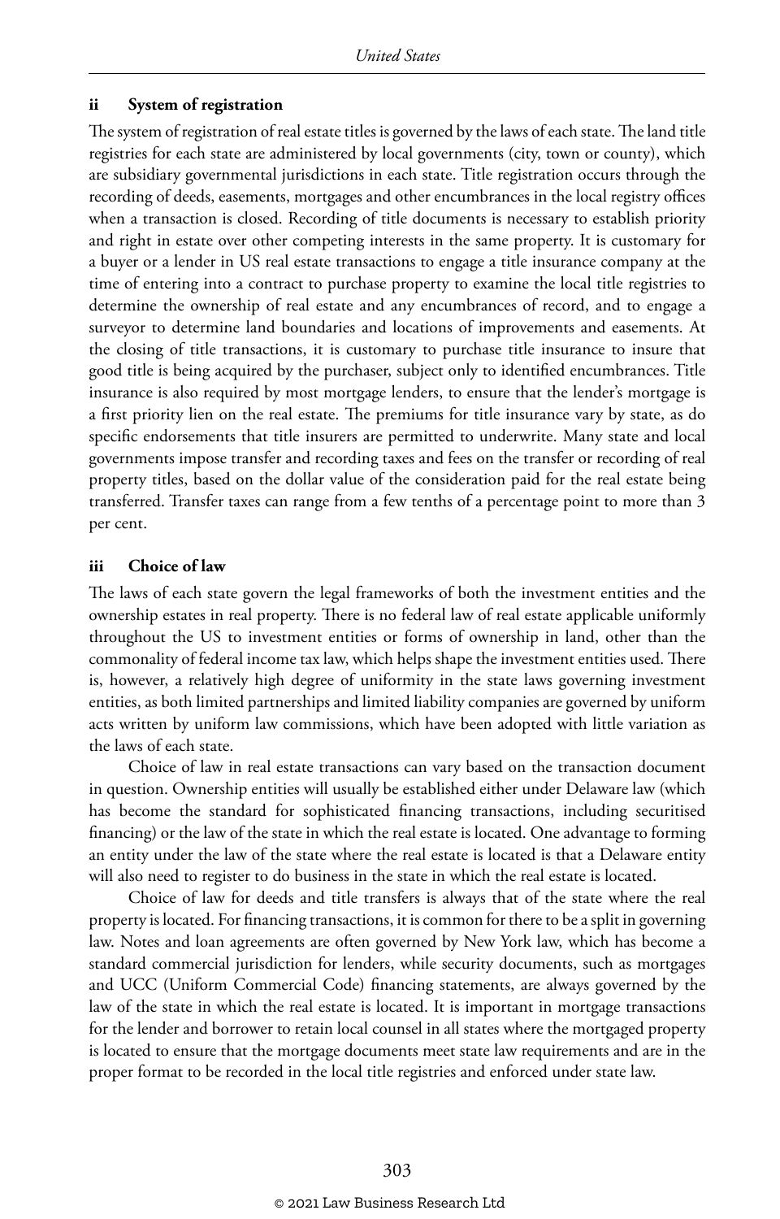### ii System of registration

The system of registration of real estate titles is governed by the laws of each state. The land title registries for each state are administered by local governments (city, town or county), which are subsidiary governmental jurisdictions in each state. Title registration occurs through the recording of deeds, easements, mortgages and other encumbrances in the local registry offices when a transaction is closed. Recording of title documents is necessary to establish priority and right in estate over other competing interests in the same property. It is customary for a buyer or a lender in US real estate transactions to engage a title insurance company at the time of entering into a contract to purchase property to examine the local title registries to determine the ownership of real estate and any encumbrances of record, and to engage a surveyor to determine land boundaries and locations of improvements and easements. At the closing of title transactions, it is customary to purchase title insurance to insure that good title is being acquired by the purchaser, subject only to identified encumbrances. Title insurance is also required by most mortgage lenders, to ensure that the lender's mortgage is a first priority lien on the real estate. The premiums for title insurance vary by state, as do specific endorsements that title insurers are permitted to underwrite. Many state and local governments impose transfer and recording taxes and fees on the transfer or recording of real property titles, based on the dollar value of the consideration paid for the real estate being transferred. Transfer taxes can range from a few tenths of a percentage point to more than 3 per cent.

### iii Choice of law

The laws of each state govern the legal frameworks of both the investment entities and the ownership estates in real property. There is no federal law of real estate applicable uniformly throughout the US to investment entities or forms of ownership in land, other than the commonality of federal income tax law, which helps shape the investment entities used. There is, however, a relatively high degree of uniformity in the state laws governing investment entities, as both limited partnerships and limited liability companies are governed by uniform acts written by uniform law commissions, which have been adopted with little variation as the laws of each state.

Choice of law in real estate transactions can vary based on the transaction document in question. Ownership entities will usually be established either under Delaware law (which has become the standard for sophisticated financing transactions, including securitised financing) or the law of the state in which the real estate is located. One advantage to forming an entity under the law of the state where the real estate is located is that a Delaware entity will also need to register to do business in the state in which the real estate is located.

Choice of law for deeds and title transfers is always that of the state where the real property is located. For financing transactions, it is common for there to be a split in governing law. Notes and loan agreements are often governed by New York law, which has become a standard commercial jurisdiction for lenders, while security documents, such as mortgages and UCC (Uniform Commercial Code) financing statements, are always governed by the law of the state in which the real estate is located. It is important in mortgage transactions for the lender and borrower to retain local counsel in all states where the mortgaged property is located to ensure that the mortgage documents meet state law requirements and are in the proper format to be recorded in the local title registries and enforced under state law.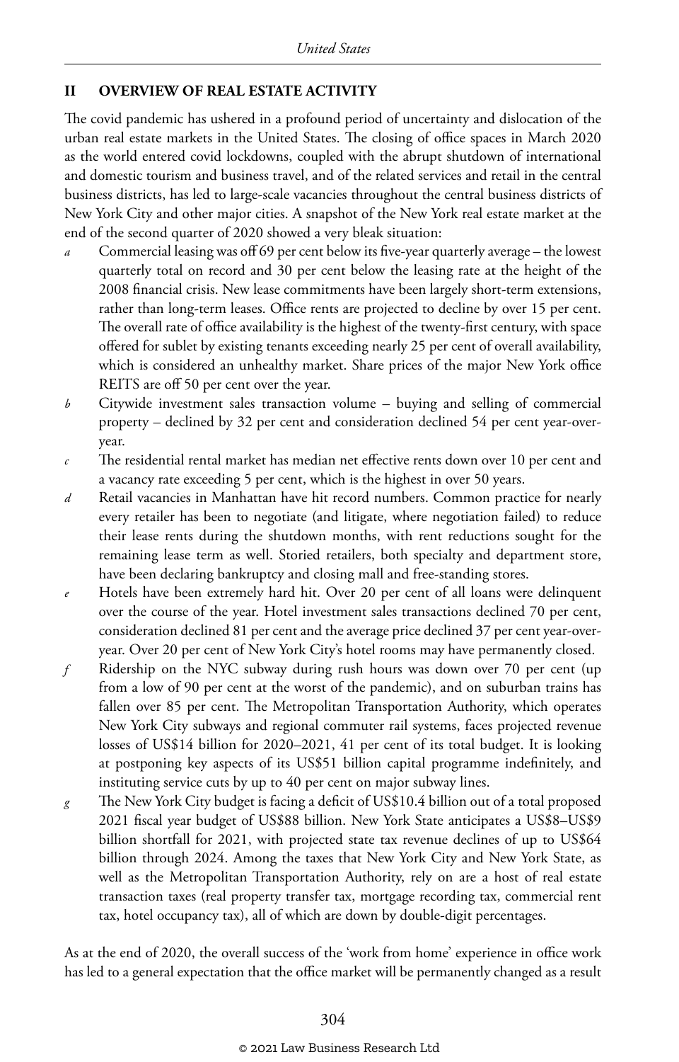## II OVERVIEW OF REAL ESTATE ACTIVITY

The covid pandemic has ushered in a profound period of uncertainty and dislocation of the urban real estate markets in the United States. The closing of office spaces in March 2020 as the world entered covid lockdowns, coupled with the abrupt shutdown of international and domestic tourism and business travel, and of the related services and retail in the central business districts, has led to large-scale vacancies throughout the central business districts of New York City and other major cities. A snapshot of the New York real estate market at the end of the second quarter of 2020 showed a very bleak situation:

- *a* Commercial leasing was off 69 per cent below its five-year quarterly average – the lowest quarterly total on record and 30 per cent below the leasing rate at the height of the 2008 financial crisis. New lease commitments have been largely short-term extensions, rather than long-term leases. Office rents are projected to decline by over 15 per cent. The overall rate of office availability is the highest of the twenty-first century, with space offered for sublet by existing tenants exceeding nearly 25 per cent of overall availability, which is considered an unhealthy market. Share prices of the major New York office REITS are off 50 per cent over the year.
- *b* Citywide investment sales transaction volume – buying and selling of commercial property – declined by 32 per cent and consideration declined 54 per cent year-over-year.
- *c* The residential rental market has median net effective rents down over 10 per cent and a vacancy rate exceeding 5 per cent, which is the highest in over 50 years.
- *d* Retail vacancies in Manhattan have hit record numbers. Common practice for nearly every retailer has been to negotiate (and litigate, where negotiation failed) to reduce their lease rents during the shutdown months, with rent reductions sought for the remaining lease term as well. Storied retailers, both specialty and department store, have been declaring bankruptcy and closing mall and free-standing stores.
- *e* Hotels have been extremely hard hit. Over 20 per cent of all loans were delinquent over the course of the year. Hotel investment sales transactions declined 70 per cent, consideration declined 81 per cent and the average price declined 37 per cent year-over-year. Over 20 per cent of New York City's hotel rooms may have permanently closed.
- *f* Ridership on the NYC subway during rush hours was down over 70 per cent (up from a low of 90 per cent at the worst of the pandemic), and on suburban trains has fallen over 85 per cent. The Metropolitan Transportation Authority, which operates New York City subways and regional commuter rail systems, faces projected revenue losses of US$14 billion for 2020–2021, 41 per cent of its total budget. It is looking at postponing key aspects of its US$51 billion capital programme indefinitely, and instituting service cuts by up to 40 per cent on major subway lines.
- *g* The New York City budget is facing a deficit of US$10.4 billion out of a total proposed 2021 fiscal year budget of US$88 billion. New York State anticipates a US$8–US$9 billion shortfall for 2021, with projected state tax revenue declines of up to US$64 billion through 2024. Among the taxes that New York City and New York State, as well as the Metropolitan Transportation Authority, rely on are a host of real estate transaction taxes (real property transfer tax, mortgage recording tax, commercial rent tax, hotel occupancy tax), all of which are down by double-digit percentages.

As at the end of 2020, the overall success of the 'work from home' experience in office work has led to a general expectation that the office market will be permanently changed as a result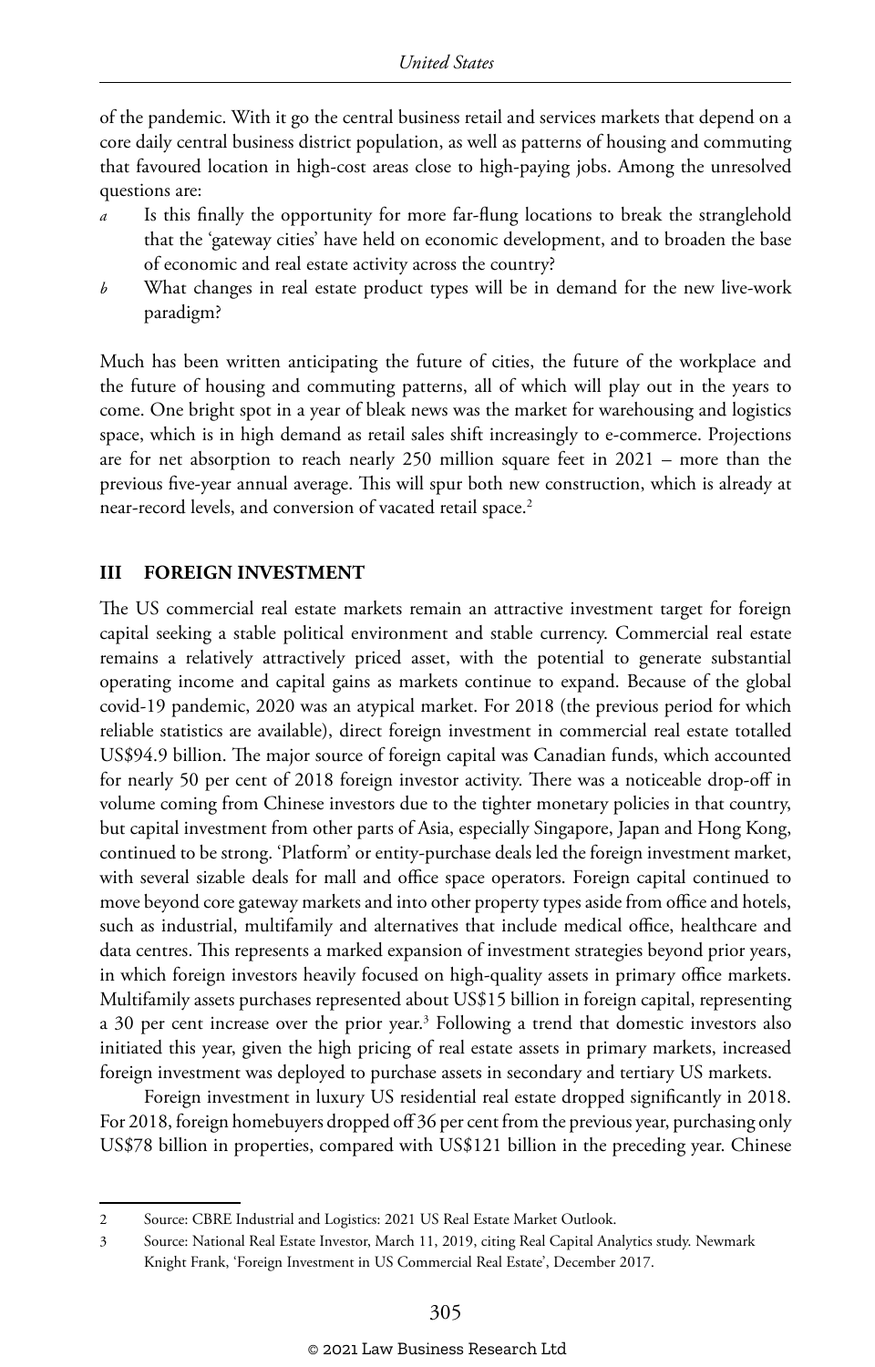of the pandemic. With it go the central business retail and services markets that depend on a core daily central business district population, as well as patterns of housing and commuting that favoured location in high-cost areas close to high-paying jobs. Among the unresolved questions are:

*a* Is this finally the opportunity for more far-flung locations to break the stranglehold that the 'gateway cities' have held on economic development, and to broaden the base of economic and real estate activity across the country?

*b* What changes in real estate product types will be in demand for the new live-work paradigm?

Much has been written anticipating the future of cities, the future of the workplace and the future of housing and commuting patterns, all of which will play out in the years to come. One bright spot in a year of bleak news was the market for warehousing and logistics space, which is in high demand as retail sales shift increasingly to e-commerce. Projections are for net absorption to reach nearly 250 million square feet in 2021 – more than the previous five-year annual average. This will spur both new construction, which is already at near-record levels, and conversion of vacated retail space.[2]

## III FOREIGN INVESTMENT

The US commercial real estate markets remain an attractive investment target for foreign capital seeking a stable political environment and stable currency. Commercial real estate remains a relatively attractively priced asset, with the potential to generate substantial operating income and capital gains as markets continue to expand. Because of the global covid-19 pandemic, 2020 was an atypical market. For 2018 (the previous period for which reliable statistics are available), direct foreign investment in commercial real estate totalled US$94.9 billion. The major source of foreign capital was Canadian funds, which accounted for nearly 50 per cent of 2018 foreign investor activity. There was a noticeable drop-off in volume coming from Chinese investors due to the tighter monetary policies in that country, but capital investment from other parts of Asia, especially Singapore, Japan and Hong Kong, continued to be strong. 'Platform' or entity-purchase deals led the foreign investment market, with several sizable deals for mall and office space operators. Foreign capital continued to move beyond core gateway markets and into other property types aside from office and hotels, such as industrial, multifamily and alternatives that include medical office, healthcare and data centres. This represents a marked expansion of investment strategies beyond prior years, in which foreign investors heavily focused on high-quality assets in primary office markets. Multifamily assets purchases represented about US$15 billion in foreign capital, representing a 30 per cent increase over the prior year.[3] Following a trend that domestic investors also initiated this year, given the high pricing of real estate assets in primary markets, increased foreign investment was deployed to purchase assets in secondary and tertiary US markets.

Foreign investment in luxury US residential real estate dropped significantly in 2018. For 2018, foreign homebuyers dropped off 36 per cent from the previous year, purchasing only US$78 billion in properties, compared with US$121 billion in the preceding year. Chinese

---

2 Source: CBRE Industrial and Logistics: 2021 US Real Estate Market Outlook.

3 Source: National Real Estate Investor, March 11, 2019, citing Real Capital Analytics study. Newmark Knight Frank, 'Foreign Investment in US Commercial Real Estate', December 2017.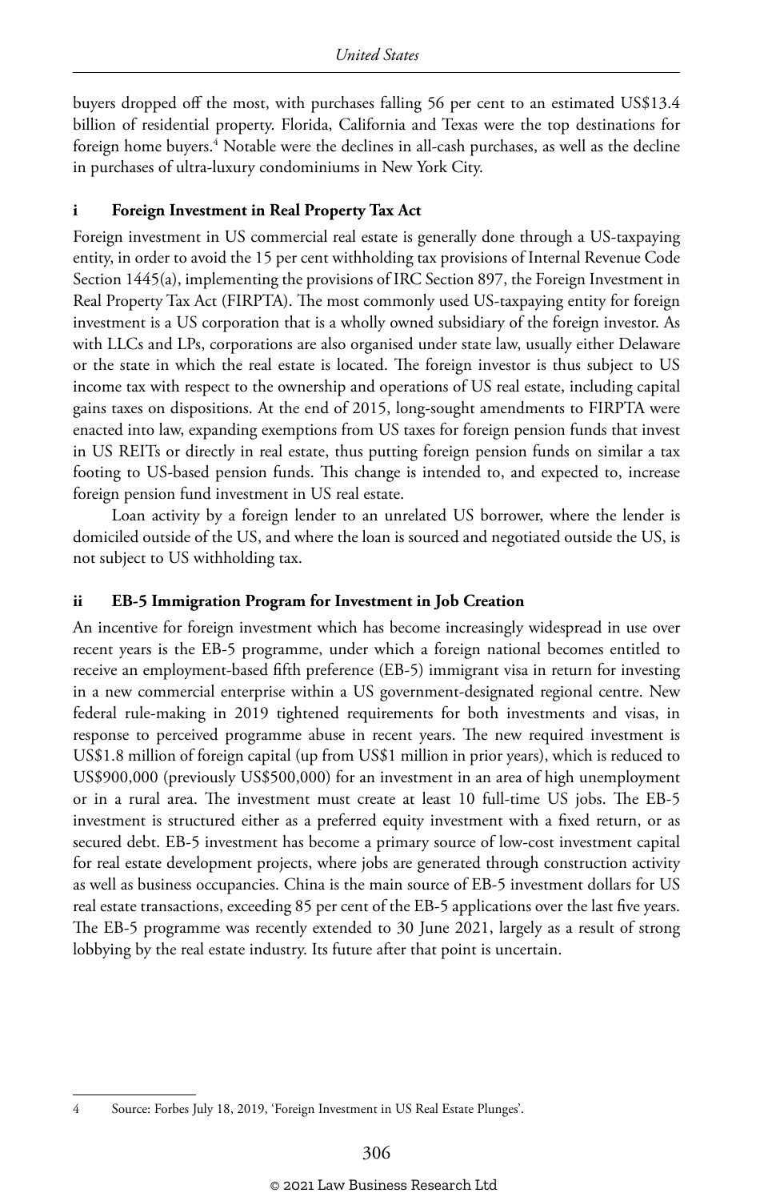buyers dropped off the most, with purchases falling 56 per cent to an estimated US$13.4 billion of residential property. Florida, California and Texas were the top destinations for foreign home buyers.[4] Notable were the declines in all-cash purchases, as well as the decline in purchases of ultra-luxury condominiums in New York City.

### i Foreign Investment in Real Property Tax Act

Foreign investment in US commercial real estate is generally done through a US-taxpaying entity, in order to avoid the 15 per cent withholding tax provisions of Internal Revenue Code Section 1445(a), implementing the provisions of IRC Section 897, the Foreign Investment in Real Property Tax Act (FIRPTA). The most commonly used US-taxpaying entity for foreign investment is a US corporation that is a wholly owned subsidiary of the foreign investor. As with LLCs and LPs, corporations are also organised under state law, usually either Delaware or the state in which the real estate is located. The foreign investor is thus subject to US income tax with respect to the ownership and operations of US real estate, including capital gains taxes on dispositions. At the end of 2015, long-sought amendments to FIRPTA were enacted into law, expanding exemptions from US taxes for foreign pension funds that invest in US REITs or directly in real estate, thus putting foreign pension funds on similar a tax footing to US-based pension funds. This change is intended to, and expected to, increase foreign pension fund investment in US real estate.

Loan activity by a foreign lender to an unrelated US borrower, where the lender is domiciled outside of the US, and where the loan is sourced and negotiated outside the US, is not subject to US withholding tax.

### ii EB-5 Immigration Program for Investment in Job Creation

An incentive for foreign investment which has become increasingly widespread in use over recent years is the EB-5 programme, under which a foreign national becomes entitled to receive an employment-based fifth preference (EB-5) immigrant visa in return for investing in a new commercial enterprise within a US government-designated regional centre. New federal rule-making in 2019 tightened requirements for both investments and visas, in response to perceived programme abuse in recent years. The new required investment is US$1.8 million of foreign capital (up from US$1 million in prior years), which is reduced to US$900,000 (previously US$500,000) for an investment in an area of high unemployment or in a rural area. The investment must create at least 10 full-time US jobs. The EB-5 investment is structured either as a preferred equity investment with a fixed return, or as secured debt. EB-5 investment has become a primary source of low-cost investment capital for real estate development projects, where jobs are generated through construction activity as well as business occupancies. China is the main source of EB-5 investment dollars for US real estate transactions, exceeding 85 per cent of the EB-5 applications over the last five years. The EB-5 programme was recently extended to 30 June 2021, largely as a result of strong lobbying by the real estate industry. Its future after that point is uncertain.

---

4 Source: Forbes July 18, 2019, 'Foreign Investment in US Real Estate Plunges'.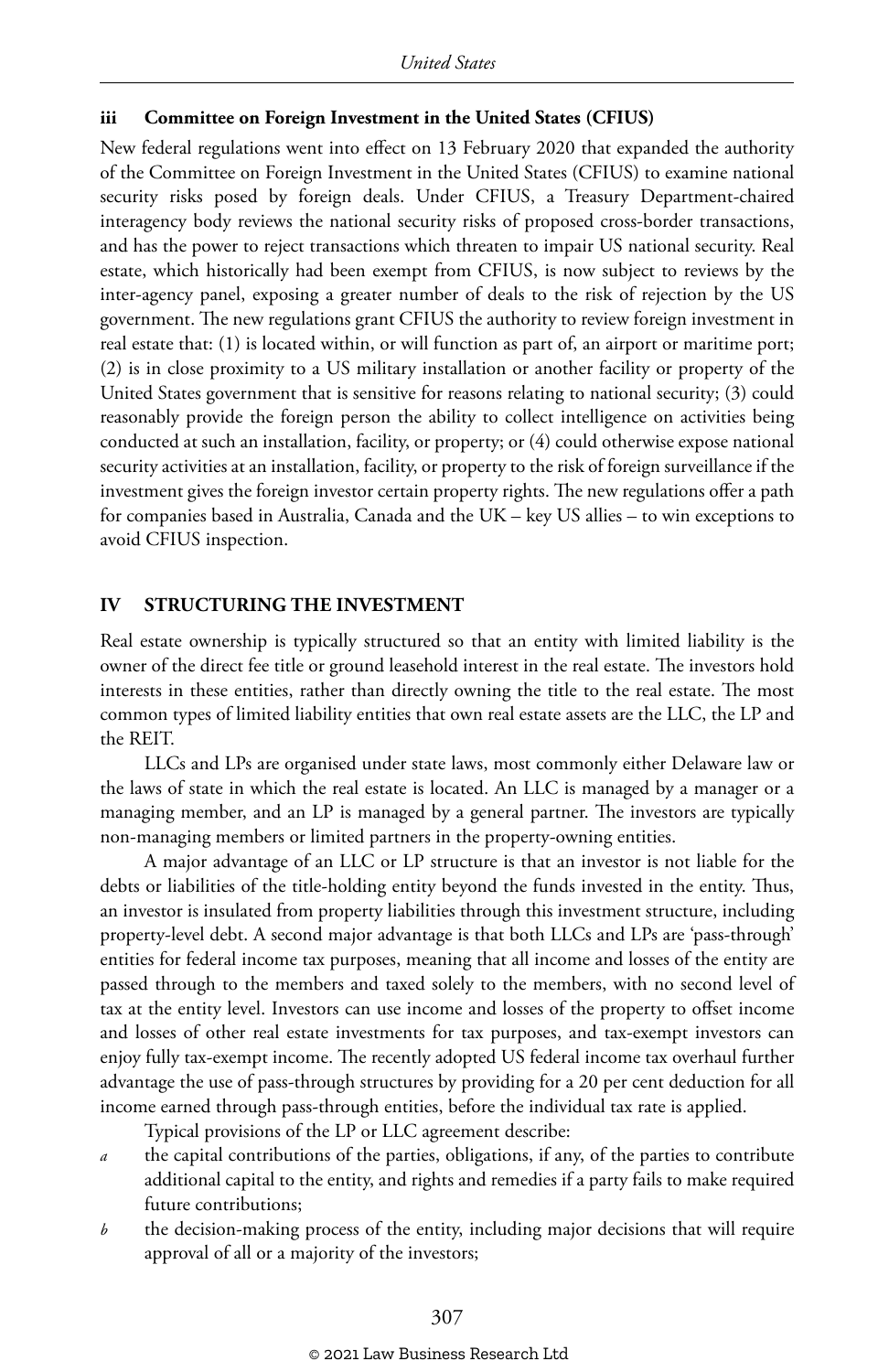### iii Committee on Foreign Investment in the United States (CFIUS)

New federal regulations went into effect on 13 February 2020 that expanded the authority of the Committee on Foreign Investment in the United States (CFIUS) to examine national security risks posed by foreign deals. Under CFIUS, a Treasury Department-chaired interagency body reviews the national security risks of proposed cross-border transactions, and has the power to reject transactions which threaten to impair US national security. Real estate, which historically had been exempt from CFIUS, is now subject to reviews by the inter-agency panel, exposing a greater number of deals to the risk of rejection by the US government. The new regulations grant CFIUS the authority to review foreign investment in real estate that: (1) is located within, or will function as part of, an airport or maritime port; (2) is in close proximity to a US military installation or another facility or property of the United States government that is sensitive for reasons relating to national security; (3) could reasonably provide the foreign person the ability to collect intelligence on activities being conducted at such an installation, facility, or property; or (4) could otherwise expose national security activities at an installation, facility, or property to the risk of foreign surveillance if the investment gives the foreign investor certain property rights. The new regulations offer a path for companies based in Australia, Canada and the UK – key US allies – to win exceptions to avoid CFIUS inspection.

## IV STRUCTURING THE INVESTMENT

Real estate ownership is typically structured so that an entity with limited liability is the owner of the direct fee title or ground leasehold interest in the real estate. The investors hold interests in these entities, rather than directly owning the title to the real estate. The most common types of limited liability entities that own real estate assets are the LLC, the LP and the REIT.

LLCs and LPs are organised under state laws, most commonly either Delaware law or the laws of state in which the real estate is located. An LLC is managed by a manager or a managing member, and an LP is managed by a general partner. The investors are typically non-managing members or limited partners in the property-owning entities.

A major advantage of an LLC or LP structure is that an investor is not liable for the debts or liabilities of the title-holding entity beyond the funds invested in the entity. Thus, an investor is insulated from property liabilities through this investment structure, including property-level debt. A second major advantage is that both LLCs and LPs are 'pass-through' entities for federal income tax purposes, meaning that all income and losses of the entity are passed through to the members and taxed solely to the members, with no second level of tax at the entity level. Investors can use income and losses of the property to offset income and losses of other real estate investments for tax purposes, and tax-exempt investors can enjoy fully tax-exempt income. The recently adopted US federal income tax overhaul further advantage the use of pass-through structures by providing for a 20 per cent deduction for all income earned through pass-through entities, before the individual tax rate is applied.

Typical provisions of the LP or LLC agreement describe:

*a* the capital contributions of the parties, obligations, if any, of the parties to contribute additional capital to the entity, and rights and remedies if a party fails to make required future contributions;

*b* the decision-making process of the entity, including major decisions that will require approval of all or a majority of the investors;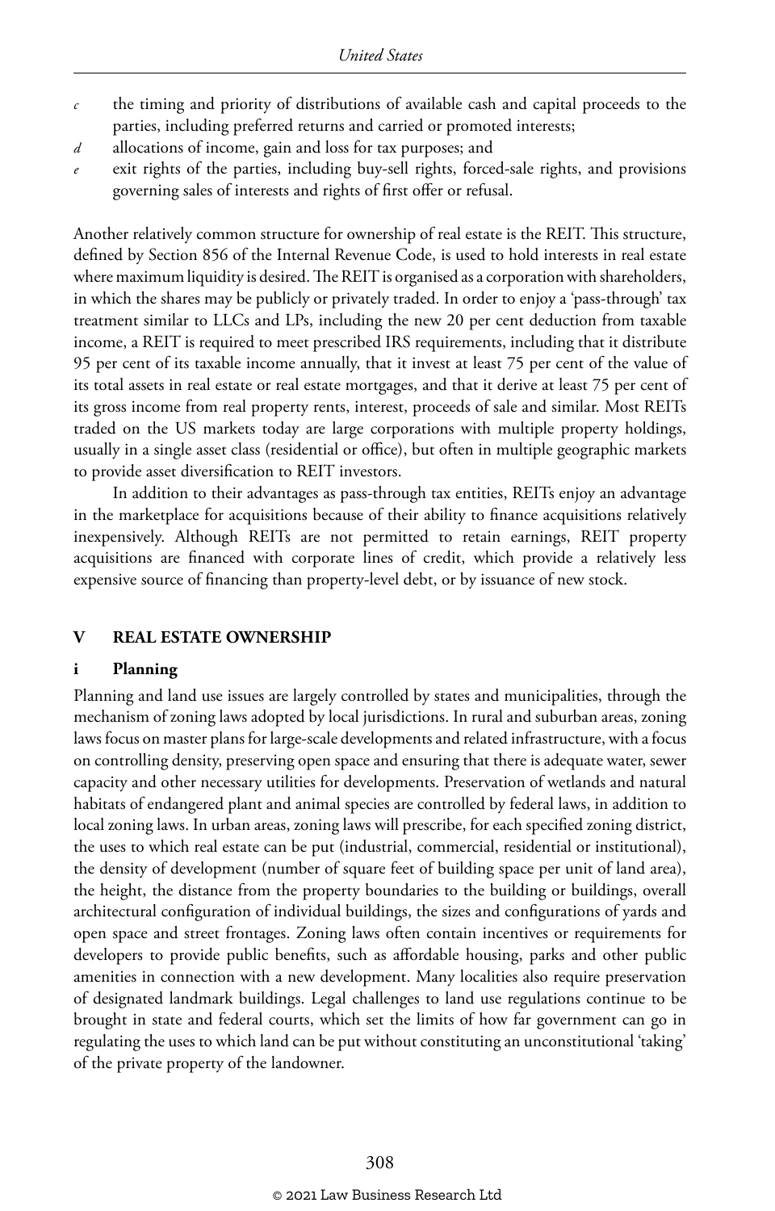*c* the timing and priority of distributions of available cash and capital proceeds to the parties, including preferred returns and carried or promoted interests;

*d* allocations of income, gain and loss for tax purposes; and

*e* exit rights of the parties, including buy-sell rights, forced-sale rights, and provisions governing sales of interests and rights of first offer or refusal.

Another relatively common structure for ownership of real estate is the REIT. This structure, defined by Section 856 of the Internal Revenue Code, is used to hold interests in real estate where maximum liquidity is desired. The REIT is organised as a corporation with shareholders, in which the shares may be publicly or privately traded. In order to enjoy a 'pass-through' tax treatment similar to LLCs and LPs, including the new 20 per cent deduction from taxable income, a REIT is required to meet prescribed IRS requirements, including that it distribute 95 per cent of its taxable income annually, that it invest at least 75 per cent of the value of its total assets in real estate or real estate mortgages, and that it derive at least 75 per cent of its gross income from real property rents, interest, proceeds of sale and similar. Most REITs traded on the US markets today are large corporations with multiple property holdings, usually in a single asset class (residential or office), but often in multiple geographic markets to provide asset diversification to REIT investors.

In addition to their advantages as pass-through tax entities, REITs enjoy an advantage in the marketplace for acquisitions because of their ability to finance acquisitions relatively inexpensively. Although REITs are not permitted to retain earnings, REIT property acquisitions are financed with corporate lines of credit, which provide a relatively less expensive source of financing than property-level debt, or by issuance of new stock.

## V REAL ESTATE OWNERSHIP

### i Planning

Planning and land use issues are largely controlled by states and municipalities, through the mechanism of zoning laws adopted by local jurisdictions. In rural and suburban areas, zoning laws focus on master plans for large-scale developments and related infrastructure, with a focus on controlling density, preserving open space and ensuring that there is adequate water, sewer capacity and other necessary utilities for developments. Preservation of wetlands and natural habitats of endangered plant and animal species are controlled by federal laws, in addition to local zoning laws. In urban areas, zoning laws will prescribe, for each specified zoning district, the uses to which real estate can be put (industrial, commercial, residential or institutional), the density of development (number of square feet of building space per unit of land area), the height, the distance from the property boundaries to the building or buildings, overall architectural configuration of individual buildings, the sizes and configurations of yards and open space and street frontages. Zoning laws often contain incentives or requirements for developers to provide public benefits, such as affordable housing, parks and other public amenities in connection with a new development. Many localities also require preservation of designated landmark buildings. Legal challenges to land use regulations continue to be brought in state and federal courts, which set the limits of how far government can go in regulating the uses to which land can be put without constituting an unconstitutional 'taking' of the private property of the landowner.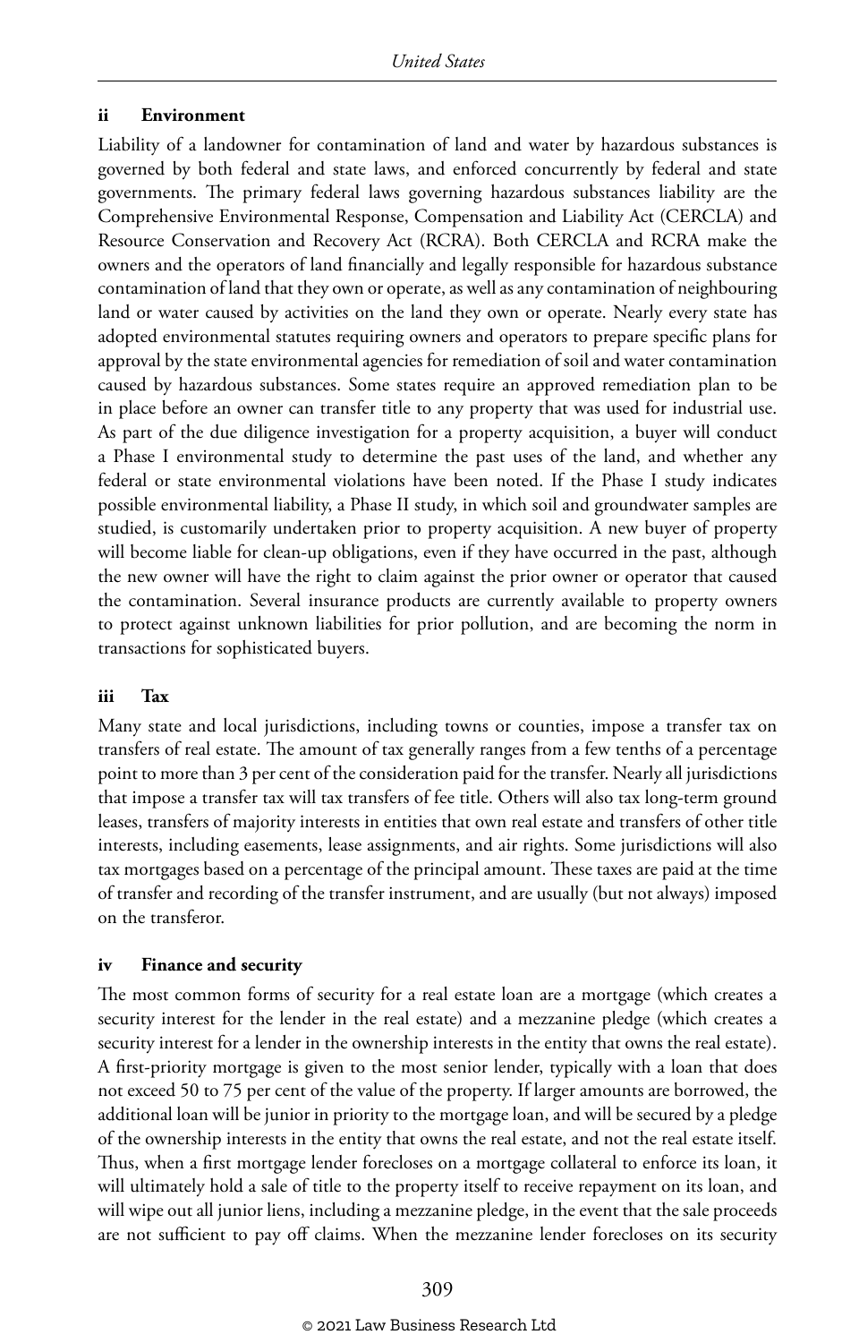### ii Environment

Liability of a landowner for contamination of land and water by hazardous substances is governed by both federal and state laws, and enforced concurrently by federal and state governments. The primary federal laws governing hazardous substances liability are the Comprehensive Environmental Response, Compensation and Liability Act (CERCLA) and Resource Conservation and Recovery Act (RCRA). Both CERCLA and RCRA make the owners and the operators of land financially and legally responsible for hazardous substance contamination of land that they own or operate, as well as any contamination of neighbouring land or water caused by activities on the land they own or operate. Nearly every state has adopted environmental statutes requiring owners and operators to prepare specific plans for approval by the state environmental agencies for remediation of soil and water contamination caused by hazardous substances. Some states require an approved remediation plan to be in place before an owner can transfer title to any property that was used for industrial use. As part of the due diligence investigation for a property acquisition, a buyer will conduct a Phase I environmental study to determine the past uses of the land, and whether any federal or state environmental violations have been noted. If the Phase I study indicates possible environmental liability, a Phase II study, in which soil and groundwater samples are studied, is customarily undertaken prior to property acquisition. A new buyer of property will become liable for clean-up obligations, even if they have occurred in the past, although the new owner will have the right to claim against the prior owner or operator that caused the contamination. Several insurance products are currently available to property owners to protect against unknown liabilities for prior pollution, and are becoming the norm in transactions for sophisticated buyers.

### iii Tax

Many state and local jurisdictions, including towns or counties, impose a transfer tax on transfers of real estate. The amount of tax generally ranges from a few tenths of a percentage point to more than 3 per cent of the consideration paid for the transfer. Nearly all jurisdictions that impose a transfer tax will tax transfers of fee title. Others will also tax long-term ground leases, transfers of majority interests in entities that own real estate and transfers of other title interests, including easements, lease assignments, and air rights. Some jurisdictions will also tax mortgages based on a percentage of the principal amount. These taxes are paid at the time of transfer and recording of the transfer instrument, and are usually (but not always) imposed on the transferor.

### iv Finance and security

The most common forms of security for a real estate loan are a mortgage (which creates a security interest for the lender in the real estate) and a mezzanine pledge (which creates a security interest for a lender in the ownership interests in the entity that owns the real estate). A first-priority mortgage is given to the most senior lender, typically with a loan that does not exceed 50 to 75 per cent of the value of the property. If larger amounts are borrowed, the additional loan will be junior in priority to the mortgage loan, and will be secured by a pledge of the ownership interests in the entity that owns the real estate, and not the real estate itself. Thus, when a first mortgage lender forecloses on a mortgage collateral to enforce its loan, it will ultimately hold a sale of title to the property itself to receive repayment on its loan, and will wipe out all junior liens, including a mezzanine pledge, in the event that the sale proceeds are not sufficient to pay off claims. When the mezzanine lender forecloses on its security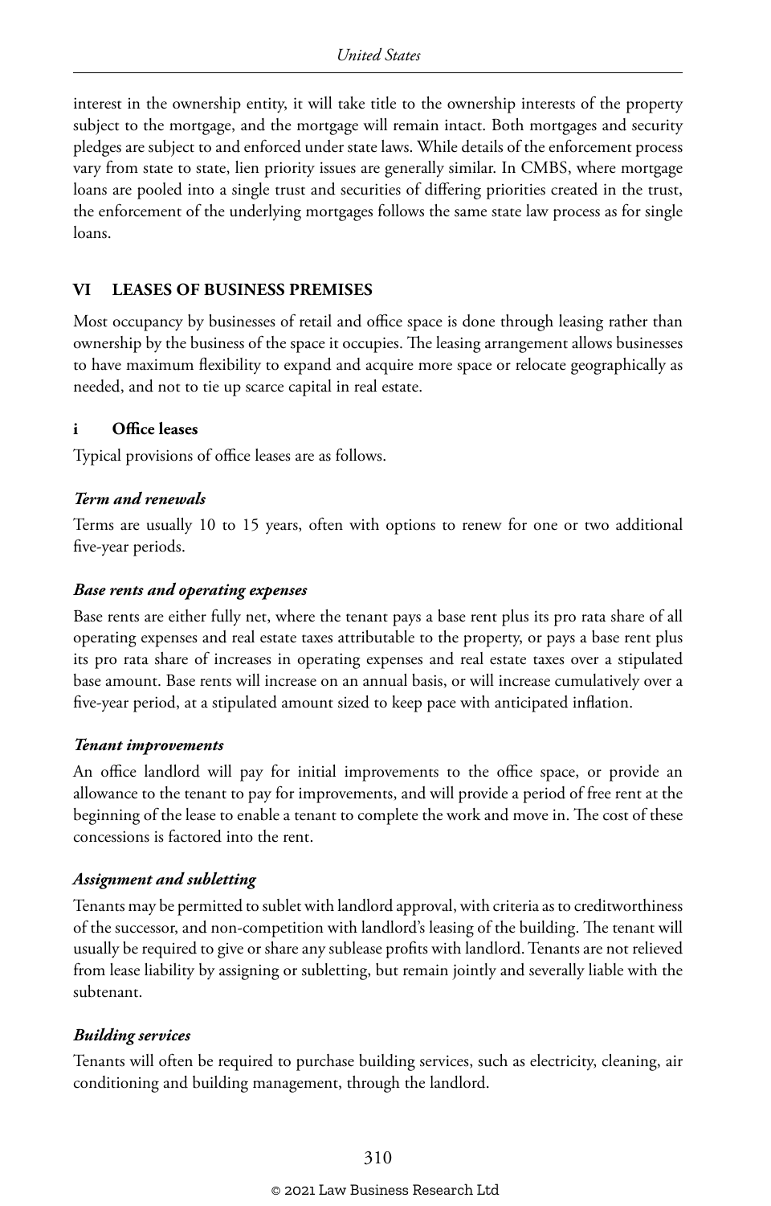interest in the ownership entity, it will take title to the ownership interests of the property subject to the mortgage, and the mortgage will remain intact. Both mortgages and security pledges are subject to and enforced under state laws. While details of the enforcement process vary from state to state, lien priority issues are generally similar. In CMBS, where mortgage loans are pooled into a single trust and securities of differing priorities created in the trust, the enforcement of the underlying mortgages follows the same state law process as for single loans.

## VI LEASES OF BUSINESS PREMISES

Most occupancy by businesses of retail and office space is done through leasing rather than ownership by the business of the space it occupies. The leasing arrangement allows businesses to have maximum flexibility to expand and acquire more space or relocate geographically as needed, and not to tie up scarce capital in real estate.

### i Office leases

Typical provisions of office leases are as follows.

#### *Term and renewals*

Terms are usually 10 to 15 years, often with options to renew for one or two additional five-year periods.

#### *Base rents and operating expenses*

Base rents are either fully net, where the tenant pays a base rent plus its pro rata share of all operating expenses and real estate taxes attributable to the property, or pays a base rent plus its pro rata share of increases in operating expenses and real estate taxes over a stipulated base amount. Base rents will increase on an annual basis, or will increase cumulatively over a five-year period, at a stipulated amount sized to keep pace with anticipated inflation.

#### *Tenant improvements*

An office landlord will pay for initial improvements to the office space, or provide an allowance to the tenant to pay for improvements, and will provide a period of free rent at the beginning of the lease to enable a tenant to complete the work and move in. The cost of these concessions is factored into the rent.

#### *Assignment and subletting*

Tenants may be permitted to sublet with landlord approval, with criteria as to creditworthiness of the successor, and non-competition with landlord's leasing of the building. The tenant will usually be required to give or share any sublease profits with landlord. Tenants are not relieved from lease liability by assigning or subletting, but remain jointly and severally liable with the subtenant.

#### *Building services*

Tenants will often be required to purchase building services, such as electricity, cleaning, air conditioning and building management, through the landlord.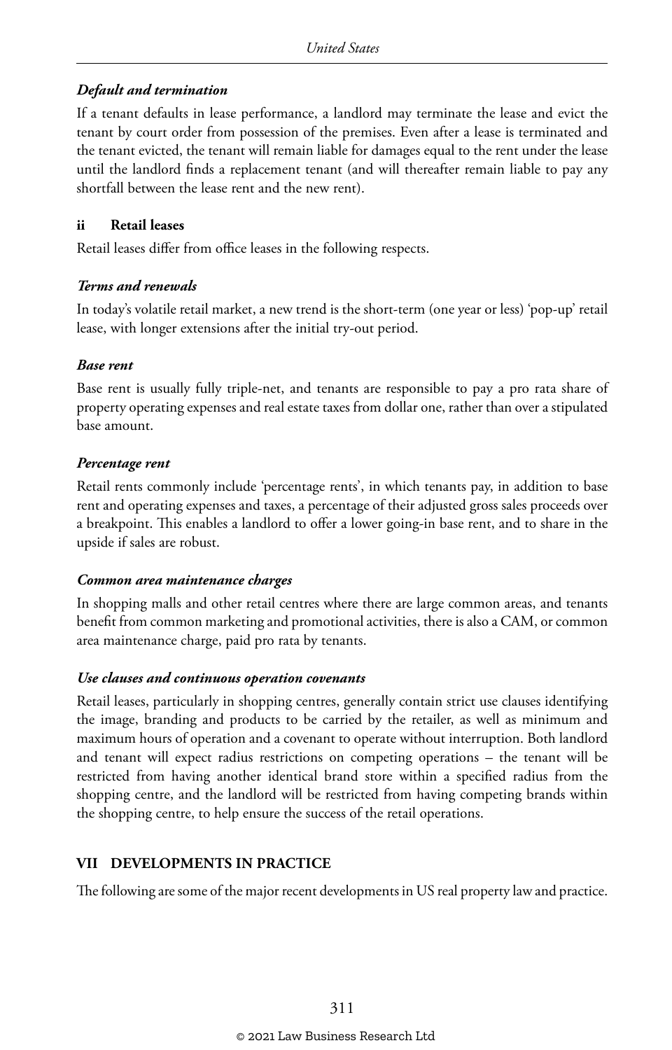*Default and termination*

If a tenant defaults in lease performance, a landlord may terminate the lease and evict the tenant by court order from possession of the premises. Even after a lease is terminated and the tenant evicted, the tenant will remain liable for damages equal to the rent under the lease until the landlord finds a replacement tenant (and will thereafter remain liable to pay any shortfall between the lease rent and the new rent).

### ii Retail leases

Retail leases differ from office leases in the following respects.

*Terms and renewals*

In today's volatile retail market, a new trend is the short-term (one year or less) 'pop-up' retail lease, with longer extensions after the initial try-out period.

*Base rent*

Base rent is usually fully triple-net, and tenants are responsible to pay a pro rata share of property operating expenses and real estate taxes from dollar one, rather than over a stipulated base amount.

*Percentage rent*

Retail rents commonly include 'percentage rents', in which tenants pay, in addition to base rent and operating expenses and taxes, a percentage of their adjusted gross sales proceeds over a breakpoint. This enables a landlord to offer a lower going-in base rent, and to share in the upside if sales are robust.

*Common area maintenance charges*

In shopping malls and other retail centres where there are large common areas, and tenants benefit from common marketing and promotional activities, there is also a CAM, or common area maintenance charge, paid pro rata by tenants.

*Use clauses and continuous operation covenants*

Retail leases, particularly in shopping centres, generally contain strict use clauses identifying the image, branding and products to be carried by the retailer, as well as minimum and maximum hours of operation and a covenant to operate without interruption. Both landlord and tenant will expect radius restrictions on competing operations – the tenant will be restricted from having another identical brand store within a specified radius from the shopping centre, and the landlord will be restricted from having competing brands within the shopping centre, to help ensure the success of the retail operations.

## VII DEVELOPMENTS IN PRACTICE

The following are some of the major recent developments in US real property law and practice.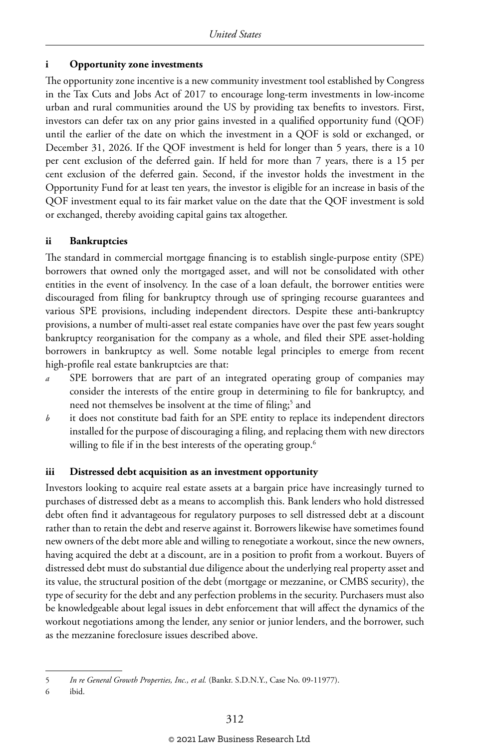### i Opportunity zone investments

The opportunity zone incentive is a new community investment tool established by Congress in the Tax Cuts and Jobs Act of 2017 to encourage long-term investments in low-income urban and rural communities around the US by providing tax benefits to investors. First, investors can defer tax on any prior gains invested in a qualified opportunity fund (QOF) until the earlier of the date on which the investment in a QOF is sold or exchanged, or December 31, 2026. If the QOF investment is held for longer than 5 years, there is a 10 per cent exclusion of the deferred gain. If held for more than 7 years, there is a 15 per cent exclusion of the deferred gain. Second, if the investor holds the investment in the Opportunity Fund for at least ten years, the investor is eligible for an increase in basis of the QOF investment equal to its fair market value on the date that the QOF investment is sold or exchanged, thereby avoiding capital gains tax altogether.

### ii Bankruptcies

The standard in commercial mortgage financing is to establish single-purpose entity (SPE) borrowers that owned only the mortgaged asset, and will not be consolidated with other entities in the event of insolvency. In the case of a loan default, the borrower entities were discouraged from filing for bankruptcy through use of springing recourse guarantees and various SPE provisions, including independent directors. Despite these anti-bankruptcy provisions, a number of multi-asset real estate companies have over the past few years sought bankruptcy reorganisation for the company as a whole, and filed their SPE asset-holding borrowers in bankruptcy as well. Some notable legal principles to emerge from recent high-profile real estate bankruptcies are that:

*a* SPE borrowers that are part of an integrated operating group of companies may consider the interests of the entire group in determining to file for bankruptcy, and need not themselves be insolvent at the time of filing;[5] and

*b* it does not constitute bad faith for an SPE entity to replace its independent directors installed for the purpose of discouraging a filing, and replacing them with new directors willing to file if in the best interests of the operating group.[6]

### iii Distressed debt acquisition as an investment opportunity

Investors looking to acquire real estate assets at a bargain price have increasingly turned to purchases of distressed debt as a means to accomplish this. Bank lenders who hold distressed debt often find it advantageous for regulatory purposes to sell distressed debt at a discount rather than to retain the debt and reserve against it. Borrowers likewise have sometimes found new owners of the debt more able and willing to renegotiate a workout, since the new owners, having acquired the debt at a discount, are in a position to profit from a workout. Buyers of distressed debt must do substantial due diligence about the underlying real property asset and its value, the structural position of the debt (mortgage or mezzanine, or CMBS security), the type of security for the debt and any perfection problems in the security. Purchasers must also be knowledgeable about legal issues in debt enforcement that will affect the dynamics of the workout negotiations among the lender, any senior or junior lenders, and the borrower, such as the mezzanine foreclosure issues described above.

---

5 *In re General Growth Properties, Inc., et al.* (Bankr. S.D.N.Y., Case No. 09-11977).

6 ibid.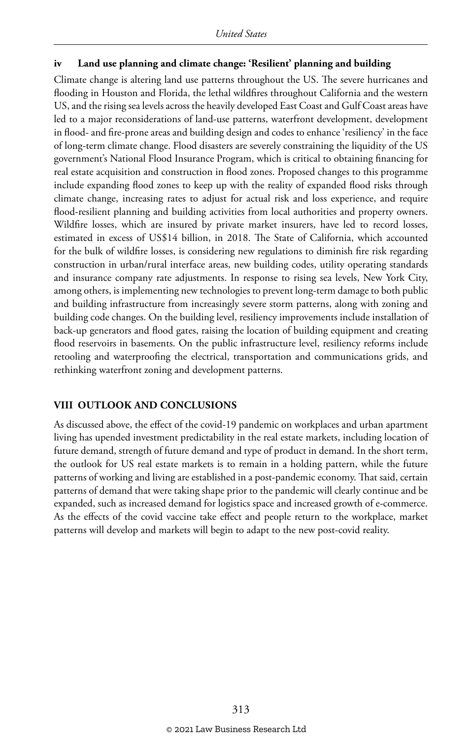### iv Land use planning and climate change: 'Resilient' planning and building

Climate change is altering land use patterns throughout the US. The severe hurricanes and flooding in Houston and Florida, the lethal wildfires throughout California and the western US, and the rising sea levels across the heavily developed East Coast and Gulf Coast areas have led to a major reconsiderations of land-use patterns, waterfront development, development in flood- and fire-prone areas and building design and codes to enhance 'resiliency' in the face of long-term climate change. Flood disasters are severely constraining the liquidity of the US government's National Flood Insurance Program, which is critical to obtaining financing for real estate acquisition and construction in flood zones. Proposed changes to this programme include expanding flood zones to keep up with the reality of expanded flood risks through climate change, increasing rates to adjust for actual risk and loss experience, and require flood-resilient planning and building activities from local authorities and property owners. Wildfire losses, which are insured by private market insurers, have led to record losses, estimated in excess of US$14 billion, in 2018. The State of California, which accounted for the bulk of wildfire losses, is considering new regulations to diminish fire risk regarding construction in urban/rural interface areas, new building codes, utility operating standards and insurance company rate adjustments. In response to rising sea levels, New York City, among others, is implementing new technologies to prevent long-term damage to both public and building infrastructure from increasingly severe storm patterns, along with zoning and building code changes. On the building level, resiliency improvements include installation of back-up generators and flood gates, raising the location of building equipment and creating flood reservoirs in basements. On the public infrastructure level, resiliency reforms include retooling and waterproofing the electrical, transportation and communications grids, and rethinking waterfront zoning and development patterns.

## VIII OUTLOOK AND CONCLUSIONS

As discussed above, the effect of the covid-19 pandemic on workplaces and urban apartment living has upended investment predictability in the real estate markets, including location of future demand, strength of future demand and type of product in demand. In the short term, the outlook for US real estate markets is to remain in a holding pattern, while the future patterns of working and living are established in a post-pandemic economy. That said, certain patterns of demand that were taking shape prior to the pandemic will clearly continue and be expanded, such as increased demand for logistics space and increased growth of e-commerce. As the effects of the covid vaccine take effect and people return to the workplace, market patterns will develop and markets will begin to adapt to the new post-covid reality.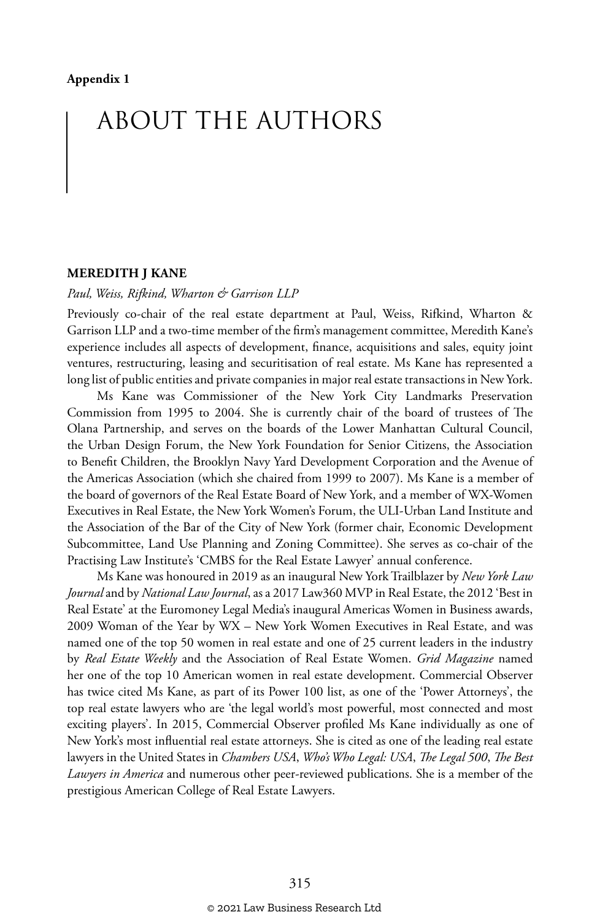**Appendix 1**

# ABOUT THE AUTHORS

### MEREDITH J KANE

*Paul, Weiss, Rifkind, Wharton & Garrison LLP*

Previously co-chair of the real estate department at Paul, Weiss, Rifkind, Wharton & Garrison LLP and a two-time member of the firm's management committee, Meredith Kane's experience includes all aspects of development, finance, acquisitions and sales, equity joint ventures, restructuring, leasing and securitisation of real estate. Ms Kane has represented a long list of public entities and private companies in major real estate transactions in New York.

Ms Kane was Commissioner of the New York City Landmarks Preservation Commission from 1995 to 2004. She is currently chair of the board of trustees of The Olana Partnership, and serves on the boards of the Lower Manhattan Cultural Council, the Urban Design Forum, the New York Foundation for Senior Citizens, the Association to Benefit Children, the Brooklyn Navy Yard Development Corporation and the Avenue of the Americas Association (which she chaired from 1999 to 2007). Ms Kane is a member of the board of governors of the Real Estate Board of New York, and a member of WX-Women Executives in Real Estate, the New York Women's Forum, the ULI-Urban Land Institute and the Association of the Bar of the City of New York (former chair, Economic Development Subcommittee, Land Use Planning and Zoning Committee). She serves as co-chair of the Practising Law Institute's 'CMBS for the Real Estate Lawyer' annual conference.

Ms Kane was honoured in 2019 as an inaugural New York Trailblazer by *New York Law Journal* and by *National Law Journal*, as a 2017 Law360 MVP in Real Estate, the 2012 'Best in Real Estate' at the Euromoney Legal Media's inaugural Americas Women in Business awards, 2009 Woman of the Year by WX – New York Women Executives in Real Estate, and was named one of the top 50 women in real estate and one of 25 current leaders in the industry by *Real Estate Weekly* and the Association of Real Estate Women. *Grid Magazine* named her one of the top 10 American women in real estate development. Commercial Observer has twice cited Ms Kane, as part of its Power 100 list, as one of the 'Power Attorneys', the top real estate lawyers who are 'the legal world's most powerful, most connected and most exciting players'. In 2015, Commercial Observer profiled Ms Kane individually as one of New York's most influential real estate attorneys. She is cited as one of the leading real estate lawyers in the United States in *Chambers USA*, *Who's Who Legal: USA*, *The Legal 500*, *The Best Lawyers in America* and numerous other peer-reviewed publications. She is a member of the prestigious American College of Real Estate Lawyers.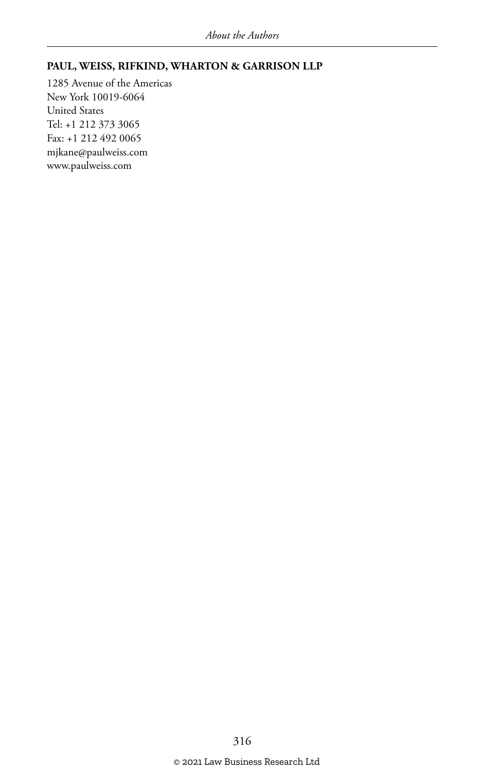**PAUL, WEISS, RIFKIND, WHARTON & GARRISON LLP**

1285 Avenue of the Americas
New York 10019-6064
United States
Tel: +1 212 373 3065
Fax: +1 212 492 0065
mjkane@paulweiss.com
www.paulweiss.com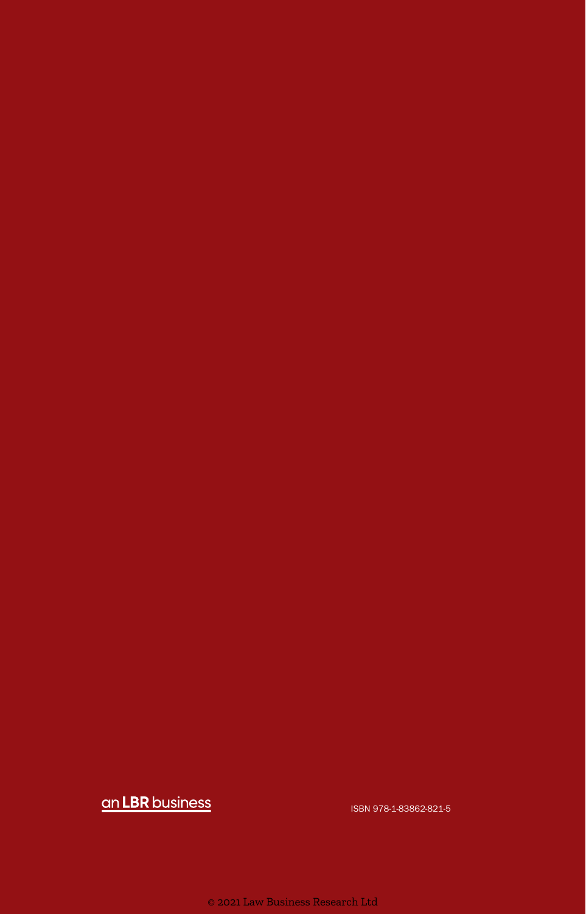an LBR business

ISBN 978-1-83862-821-5

© 2021 Law Business Research Ltd